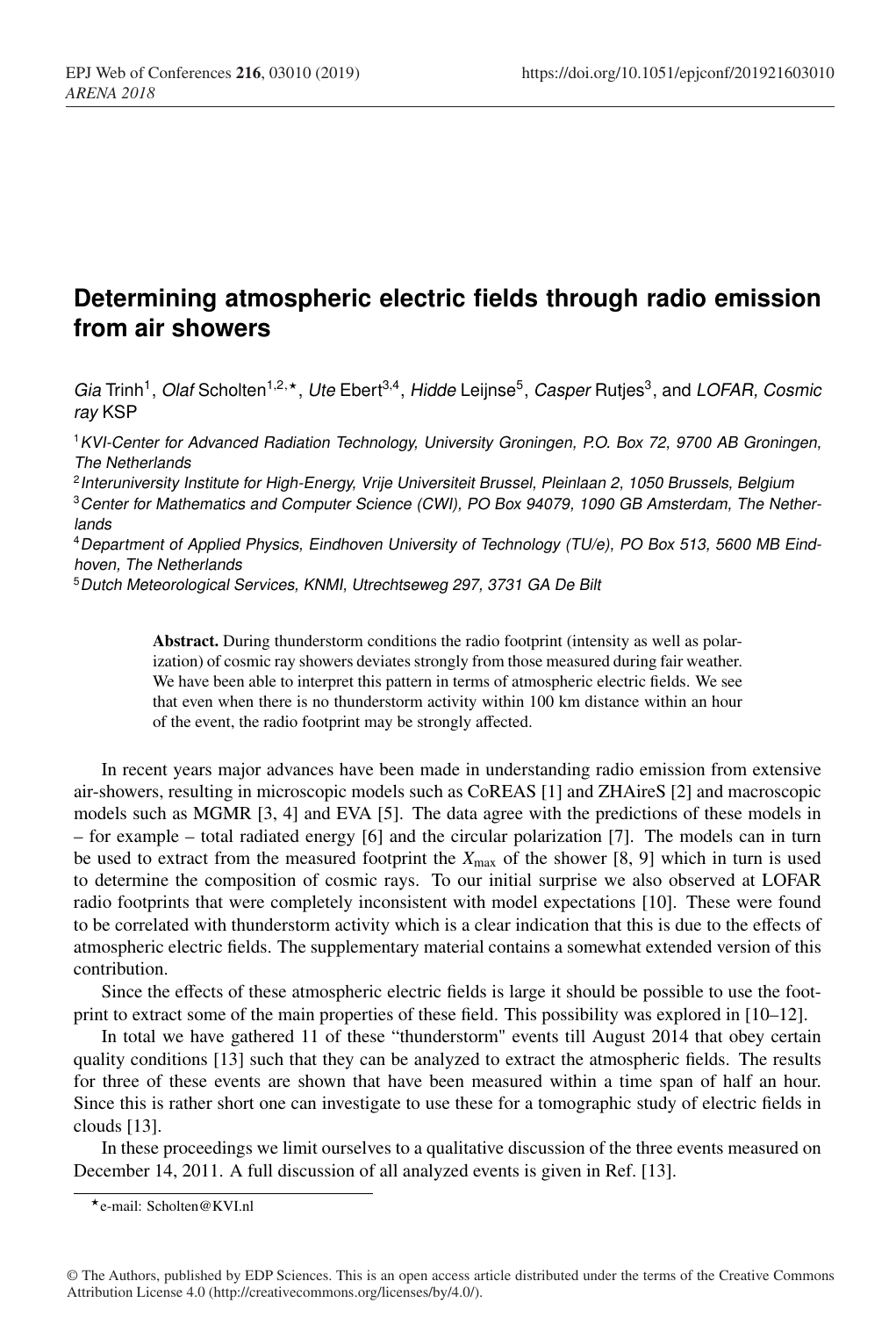# Determining atmospheric electric fields through radio emission from air showers

*Gia* Trinh[1], *Olaf* Scholten[1,2,⋆], *Ute* Ebert[3,4], *Hidde* Leijnse[5], *Casper* Rutjes[3], and *LOFAR, Cosmic ray* KSP

[1] *KVI-Center for Advanced Radiation Technology, University Groningen, P.O. Box 72, 9700 AB Groningen, The Netherlands*

[2] *Interuniversity Institute for High-Energy, Vrije Universiteit Brussel, Pleinlaan 2, 1050 Brussels, Belgium*

[3] *Center for Mathematics and Computer Science (CWI), PO Box 94079, 1090 GB Amsterdam, The Netherlands*

[4] *Department of Applied Physics, Eindhoven University of Technology (TU/e), PO Box 513, 5600 MB Eindhoven, The Netherlands*

[5] *Dutch Meteorological Services, KNMI, Utrechtseweg 297, 3731 GA De Bilt*

**Abstract.** During thunderstorm conditions the radio footprint (intensity as well as polarization) of cosmic ray showers deviates strongly from those measured during fair weather. We have been able to interpret this pattern in terms of atmospheric electric fields. We see that even when there is no thunderstorm activity within 100 km distance within an hour of the event, the radio footprint may be strongly affected.

In recent years major advances have been made in understanding radio emission from extensive air-showers, resulting in microscopic models such as CoREAS [1] and ZHAireS [2] and macroscopic models such as MGMR [3, 4] and EVA [5]. The data agree with the predictions of these models in – for example – total radiated energy [6] and the circular polarization [7]. The models can in turn be used to extract from the measured footprint the $X_{\max}$ of the shower [8, 9] which in turn is used to determine the composition of cosmic rays. To our initial surprise we also observed at LOFAR radio footprints that were completely inconsistent with model expectations [10]. These were found to be correlated with thunderstorm activity which is a clear indication that this is due to the effects of atmospheric electric fields. The supplementary material contains a somewhat extended version of this contribution.

Since the effects of these atmospheric electric fields is large it should be possible to use the footprint to extract some of the main properties of these field. This possibility was explored in [10–12].

In total we have gathered 11 of these "thunderstorm" events till August 2014 that obey certain quality conditions [13] such that they can be analyzed to extract the atmospheric fields. The results for three of these events are shown that have been measured within a time span of half an hour. Since this is rather short one can investigate to use these for a tomographic study of electric fields in clouds [13].

In these proceedings we limit ourselves to a qualitative discussion of the three events measured on December 14, 2011. A full discussion of all analyzed events is given in Ref. [13].

⋆e-mail: Scholten@KVI.nl

© The Authors, published by EDP Sciences. This is an open access article distributed under the terms of the Creative Commons Attribution License 4.0 (http://creativecommons.org/licenses/by/4.0/).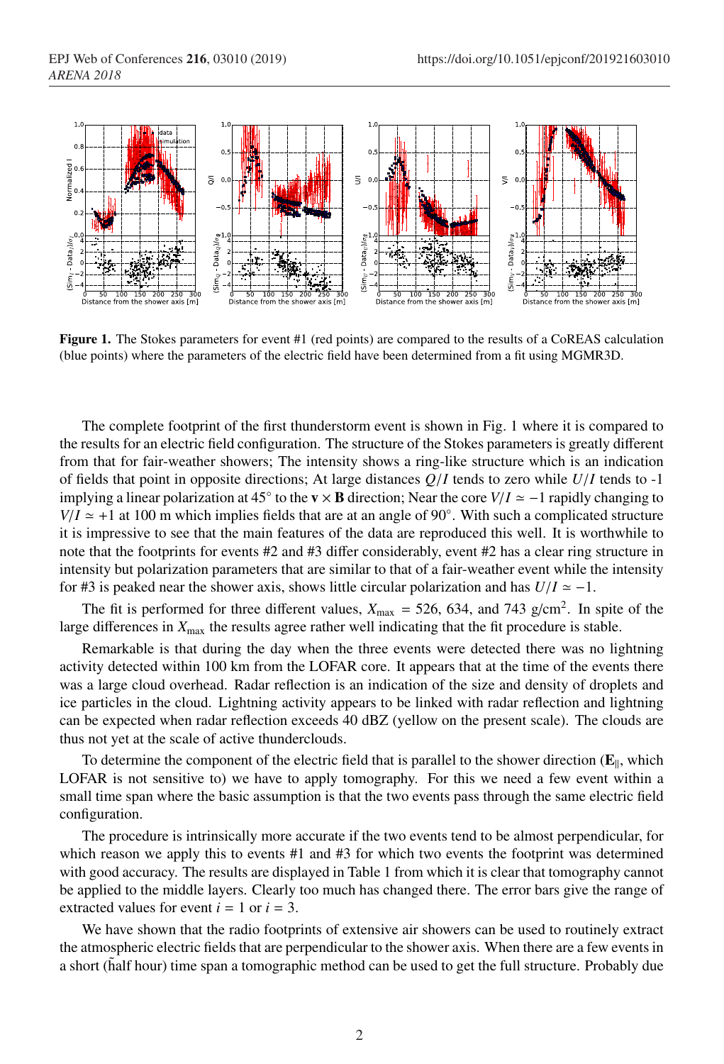**Figure 1.** The Stokes parameters for event #1 (red points) are compared to the results of a CoREAS calculation (blue points) where the parameters of the electric field have been determined from a fit using MGMR3D.

The complete footprint of the first thunderstorm event is shown in Fig. 1 where it is compared to the results for an electric field configuration. The structure of the Stokes parameters is greatly different from that for fair-weather showers; The intensity shows a ring-like structure which is an indication of fields that point in opposite directions; At large distances $Q/I$ tends to zero while $U/I$ tends to -1 implying a linear polarization at 45° to the $\mathbf{v} \times \mathbf{B}$ direction; Near the core $V/I \simeq -1$ rapidly changing to $V/I \simeq +1$ at 100 m which implies fields that are at an angle of 90°. With such a complicated structure it is impressive to see that the main features of the data are reproduced this well. It is worthwhile to note that the footprints for events #2 and #3 differ considerably, event #2 has a clear ring structure in intensity but polarization parameters that are similar to that of a fair-weather event while the intensity for #3 is peaked near the shower axis, shows little circular polarization and has $U/I \simeq -1$.

The fit is performed for three different values, $X_{\text{max}} = 526$, 634, and 743 g/cm$^2$. In spite of the large differences in $X_{\text{max}}$ the results agree rather well indicating that the fit procedure is stable.

Remarkable is that during the day when the three events were detected there was no lightning activity detected within 100 km from the LOFAR core. It appears that at the time of the events there was a large cloud overhead. Radar reflection is an indication of the size and density of droplets and ice particles in the cloud. Lightning activity appears to be linked with radar reflection and lightning can be expected when radar reflection exceeds 40 dBZ (yellow on the present scale). The clouds are thus not yet at the scale of active thunderclouds.

To determine the component of the electric field that is parallel to the shower direction ($\mathbf{E}_{\parallel}$, which LOFAR is not sensitive to) we have to apply tomography. For this we need a few event within a small time span where the basic assumption is that the two events pass through the same electric field configuration.

The procedure is intrinsically more accurate if the two events tend to be almost perpendicular, for which reason we apply this to events #1 and #3 for which two events the footprint was determined with good accuracy. The results are displayed in Table 1 from which it is clear that tomography cannot be applied to the middle layers. Clearly too much has changed there. The error bars give the range of extracted values for event $i = 1$ or $i = 3$.

We have shown that the radio footprints of extensive air showers can be used to routinely extract the atmospheric electric fields that are perpendicular to the shower axis. When there are a few events in a short (̃half hour) time span a tomographic method can be used to get the full structure. Probably due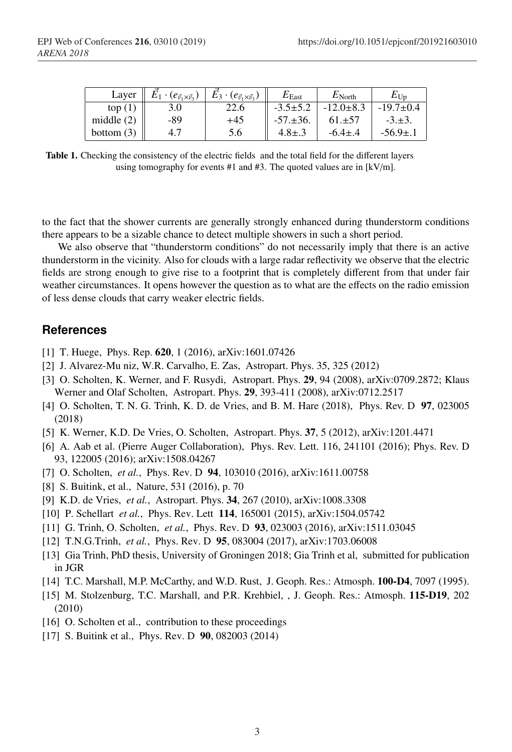| Layer | $\vec{E}_1 \cdot (e_{\vec{v}_1 \times \vec{v}_3})$ | $\vec{E}_3 \cdot (e_{\vec{v}_1 \times \vec{v}_3})$ | $E_{\rm East}$ | $E_{\rm North}$ | $E_{\rm Up}$ |
|---|---|---|---|---|---|
| top (1) | 3.0 | 22.6 | -3.5±5.2 | -12.0±8.3 | -19.7±0.4 |
| middle (2) | -89 | +45 | -57.±36. | 61.±57 | -3.±3. |
| bottom (3) | 4.7 | 5.6 | 4.8±.3 | -6.4±.4 | -56.9±.1 |

**Table 1.** Checking the consistency of the electric fields and the total field for the different layers using tomography for events #1 and #3. The quoted values are in [kV/m].

to the fact that the shower currents are generally strongly enhanced during thunderstorm conditions there appears to be a sizable chance to detect multiple showers in such a short period.

We also observe that "thunderstorm conditions" do not necessarily imply that there is an active thunderstorm in the vicinity. Also for clouds with a large radar reflectivity we observe that the electric fields are strong enough to give rise to a footprint that is completely different from that under fair weather circumstances. It opens however the question as to what are the effects on the radio emission of less dense clouds that carry weaker electric fields.

## References

[1] T. Huege, Phys. Rep. **620**, 1 (2016), arXiv:1601.07426

[2] J. Alvarez-Mu niz, W.R. Carvalho, E. Zas, Astropart. Phys. 35, 325 (2012)

[3] O. Scholten, K. Werner, and F. Rusydi, Astropart. Phys. **29**, 94 (2008), arXiv:0709.2872; Klaus Werner and Olaf Scholten, Astropart. Phys. **29**, 393-411 (2008), arXiv:0712.2517

[4] O. Scholten, T. N. G. Trinh, K. D. de Vries, and B. M. Hare (2018), Phys. Rev. D **97**, 023005 (2018)

[5] K. Werner, K.D. De Vries, O. Scholten, Astropart. Phys. **37**, 5 (2012), arXiv:1201.4471

[6] A. Aab et al. (Pierre Auger Collaboration), Phys. Rev. Lett. 116, 241101 (2016); Phys. Rev. D 93, 122005 (2016); arXiv:1508.04267

[7] O. Scholten, *et al.*, Phys. Rev. D **94**, 103010 (2016), arXiv:1611.00758

[8] S. Buitink, et al., Nature, 531 (2016), p. 70

[9] K.D. de Vries, *et al.*, Astropart. Phys. **34**, 267 (2010), arXiv:1008.3308

[10] P. Schellart *et al.*, Phys. Rev. Lett **114**, 165001 (2015), arXiv:1504.05742

[11] G. Trinh, O. Scholten, *et al.*, Phys. Rev. D **93**, 023003 (2016), arXiv:1511.03045

[12] T.N.G.Trinh, *et al.*, Phys. Rev. D **95**, 083004 (2017), arXiv:1703.06008

[13] Gia Trinh, PhD thesis, University of Groningen 2018; Gia Trinh et al, submitted for publication in JGR

[14] T.C. Marshall, M.P. McCarthy, and W.D. Rust, J. Geoph. Res.: Atmosph. **100-D4**, 7097 (1995).

[15] M. Stolzenburg, T.C. Marshall, and P.R. Krehbiel, , J. Geoph. Res.: Atmosph. **115-D19**, 202 (2010)

[16] O. Scholten et al., contribution to these proceedings

[17] S. Buitink et al., Phys. Rev. D **90**, 082003 (2014)